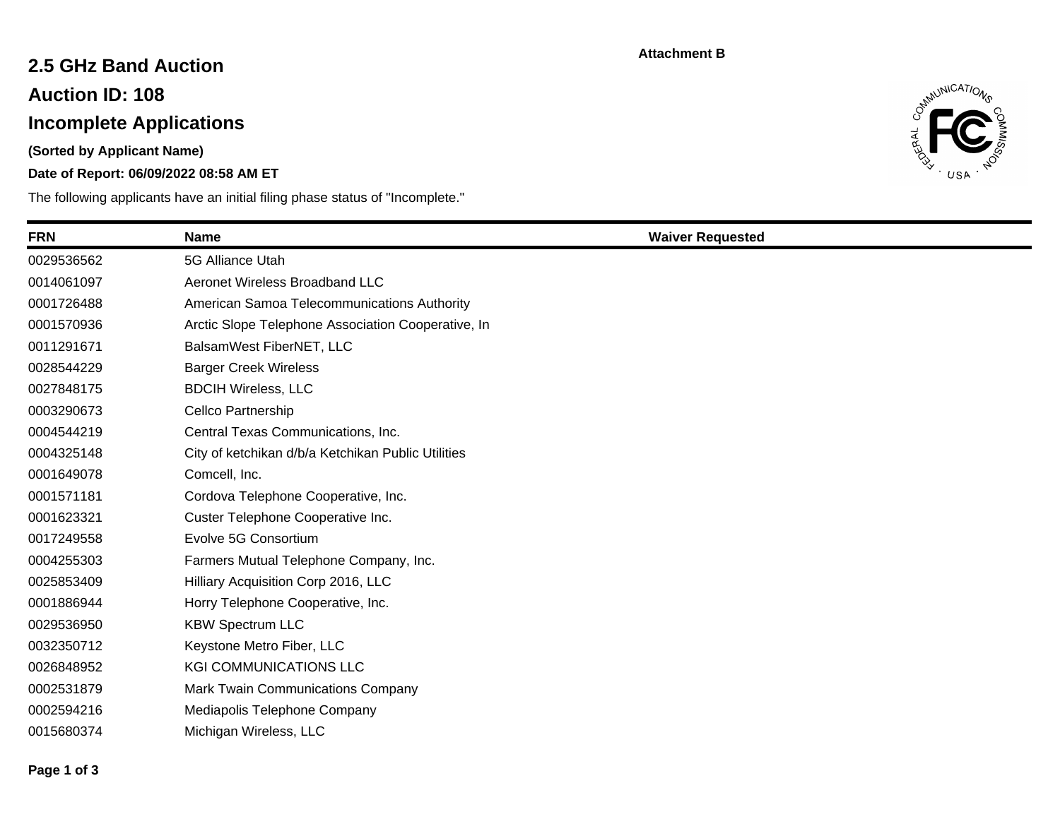**Attachment B**

# 2.5 GHz Band Auction

## Auction ID: 108

## Incomplete Applications

**(Sorted by Applicant Name)**

**Date of Report: 06/09/2022 08:58 AM ET**

The following applicants have an initial filing phase status of "Incomplete."

| FRN | Name | Waiver Requested |
|---|---|---|
| 0029536562 | 5G Alliance Utah | |
| 0014061097 | Aeronet Wireless Broadband LLC | |
| 0001726488 | American Samoa Telecommunications Authority | |
| 0001570936 | Arctic Slope Telephone Association Cooperative, In | |
| 0011291671 | BalsamWest FiberNET, LLC | |
| 0028544229 | Barger Creek Wireless | |
| 0027848175 | BDCIH Wireless, LLC | |
| 0003290673 | Cellco Partnership | |
| 0004544219 | Central Texas Communications, Inc. | |
| 0004325148 | City of ketchikan d/b/a Ketchikan Public Utilities | |
| 0001649078 | Comcell, Inc. | |
| 0001571181 | Cordova Telephone Cooperative, Inc. | |
| 0001623321 | Custer Telephone Cooperative Inc. | |
| 0017249558 | Evolve 5G Consortium | |
| 0004255303 | Farmers Mutual Telephone Company, Inc. | |
| 0025853409 | Hilliary Acquisition Corp 2016, LLC | |
| 0001886944 | Horry Telephone Cooperative, Inc. | |
| 0029536950 | KBW Spectrum LLC | |
| 0032350712 | Keystone Metro Fiber, LLC | |
| 0026848952 | KGI COMMUNICATIONS LLC | |
| 0002531879 | Mark Twain Communications Company | |
| 0002594216 | Mediapolis Telephone Company | |
| 0015680374 | Michigan Wireless, LLC | |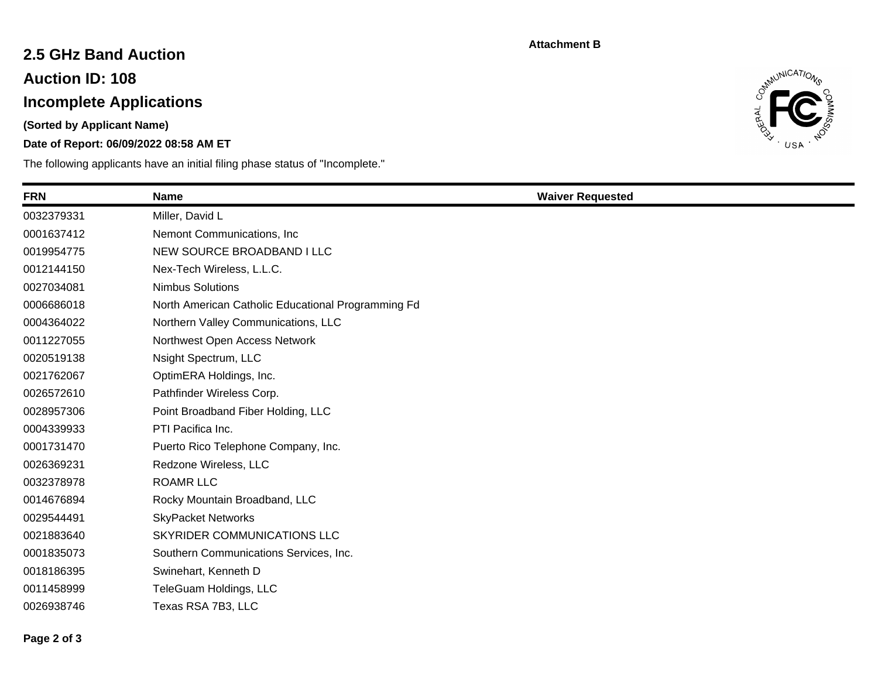**Attachment B**

# 2.5 GHz Band Auction

## Auction ID: 108

## Incomplete Applications

**(Sorted by Applicant Name)**

**Date of Report: 06/09/2022 08:58 AM ET**

The following applicants have an initial filing phase status of "Incomplete."

| FRN | Name | Waiver Requested |
|---|---|---|
| 0032379331 | Miller, David L | |
| 0001637412 | Nemont Communications, Inc | |
| 0019954775 | NEW SOURCE BROADBAND I LLC | |
| 0012144150 | Nex-Tech Wireless, L.L.C. | |
| 0027034081 | Nimbus Solutions | |
| 0006686018 | North American Catholic Educational Programming Fd | |
| 0004364022 | Northern Valley Communications, LLC | |
| 0011227055 | Northwest Open Access Network | |
| 0020519138 | Nsight Spectrum, LLC | |
| 0021762067 | OptimERA Holdings, Inc. | |
| 0026572610 | Pathfinder Wireless Corp. | |
| 0028957306 | Point Broadband Fiber Holding, LLC | |
| 0004339933 | PTI Pacifica Inc. | |
| 0001731470 | Puerto Rico Telephone Company, Inc. | |
| 0026369231 | Redzone Wireless, LLC | |
| 0032378978 | ROAMR LLC | |
| 0014676894 | Rocky Mountain Broadband, LLC | |
| 0029544491 | SkyPacket Networks | |
| 0021883640 | SKYRIDER COMMUNICATIONS LLC | |
| 0001835073 | Southern Communications Services, Inc. | |
| 0018186395 | Swinehart, Kenneth D | |
| 0011458999 | TeleGuam Holdings, LLC | |
| 0026938746 | Texas RSA 7B3, LLC | |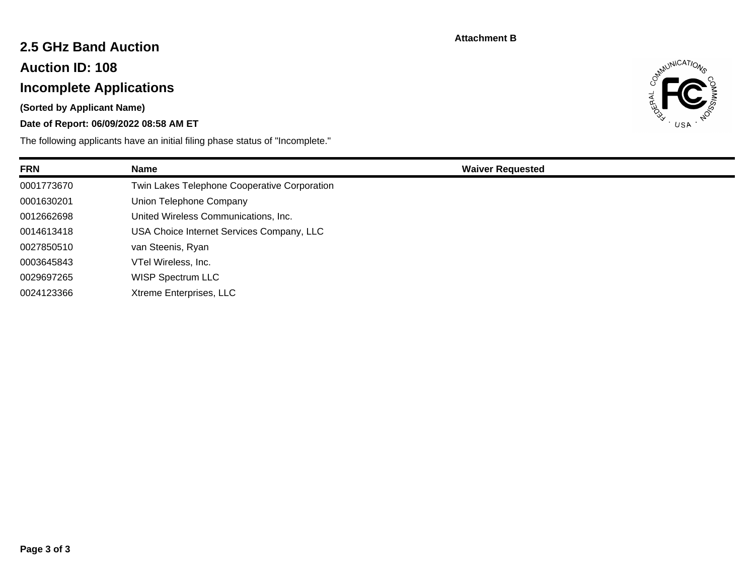**Attachment B**

# 2.5 GHz Band Auction

## Auction ID: 108

## Incomplete Applications

**(Sorted by Applicant Name)**

**Date of Report: 06/09/2022 08:58 AM ET**

The following applicants have an initial filing phase status of "Incomplete."

| FRN | Name | Waiver Requested |
|---|---|---|
| 0001773670 | Twin Lakes Telephone Cooperative Corporation | |
| 0001630201 | Union Telephone Company | |
| 0012662698 | United Wireless Communications, Inc. | |
| 0014613418 | USA Choice Internet Services Company, LLC | |
| 0027850510 | van Steenis, Ryan | |
| 0003645843 | VTel Wireless, Inc. | |
| 0029697265 | WISP Spectrum LLC | |
| 0024123366 | Xtreme Enterprises, LLC | |